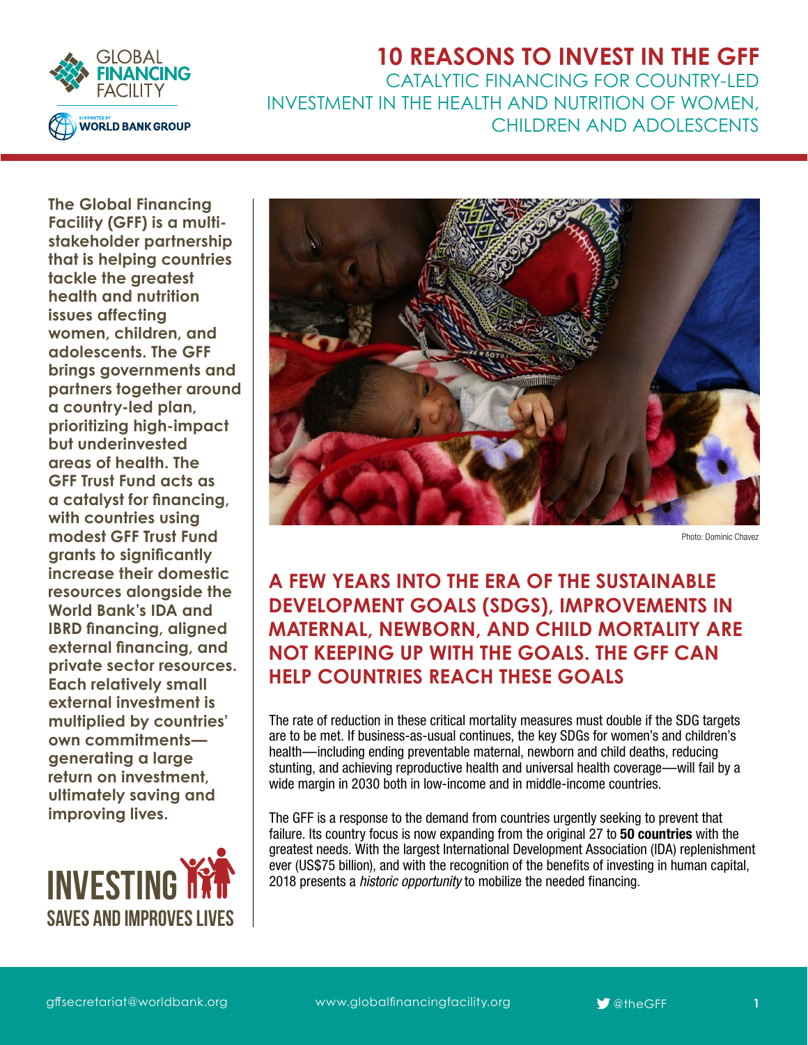# 10 REASONS TO INVEST IN THE GFF

## CATALYTIC FINANCING FOR COUNTRY-LED INVESTMENT IN THE HEALTH AND NUTRITION OF WOMEN, CHILDREN AND ADOLESCENTS

**The Global Financing Facility (GFF) is a multi-stakeholder partnership that is helping countries tackle the greatest health and nutrition issues affecting women, children, and adolescents. The GFF brings governments and partners together around a country-led plan, prioritizing high-impact but underinvested areas of health. The GFF Trust Fund acts as a catalyst for financing, with countries using modest GFF Trust Fund grants to significantly increase their domestic resources alongside the World Bank's IDA and IBRD financing, aligned external financing, and private sector resources. Each relatively small external investment is multiplied by countries' own commitments—generating a large return on investment, ultimately saving and improving lives.**

INVESTING SAVES AND IMPROVES LIVES

Photo: Dominic Chavez

## A FEW YEARS INTO THE ERA OF THE SUSTAINABLE DEVELOPMENT GOALS (SDGS), IMPROVEMENTS IN MATERNAL, NEWBORN, AND CHILD MORTALITY ARE NOT KEEPING UP WITH THE GOALS. THE GFF CAN HELP COUNTRIES REACH THESE GOALS

The rate of reduction in these critical mortality measures must double if the SDG targets are to be met. If business-as-usual continues, the key SDGs for women's and children's health—including ending preventable maternal, newborn and child deaths, reducing stunting, and achieving reproductive health and universal health coverage—will fail by a wide margin in 2030 both in low-income and in middle-income countries.

The GFF is a response to the demand from countries urgently seeking to prevent that failure. Its country focus is now expanding from the original 27 to **50 countries** with the greatest needs. With the largest International Development Association (IDA) replenishment ever (US$75 billion), and with the recognition of the benefits of investing in human capital, 2018 presents a *historic opportunity* to mobilize the needed financing.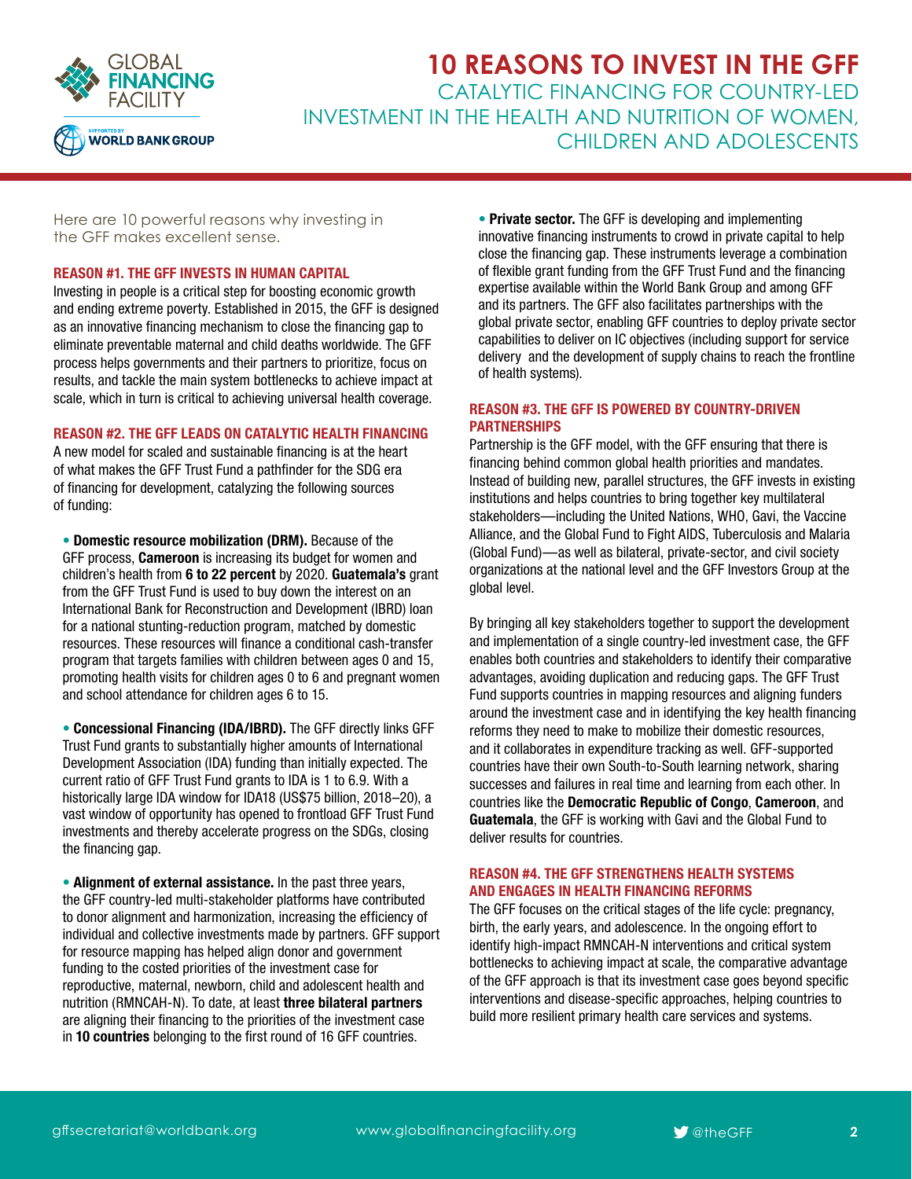# 10 REASONS TO INVEST IN THE GFF

## CATALYTIC FINANCING FOR COUNTRY-LED INVESTMENT IN THE HEALTH AND NUTRITION OF WOMEN, CHILDREN AND ADOLESCENTS

Here are 10 powerful reasons why investing in the GFF makes excellent sense.

### REASON #1. THE GFF INVESTS IN HUMAN CAPITAL

Investing in people is a critical step for boosting economic growth and ending extreme poverty. Established in 2015, the GFF is designed as an innovative financing mechanism to close the financing gap to eliminate preventable maternal and child deaths worldwide. The GFF process helps governments and their partners to prioritize, focus on results, and tackle the main system bottlenecks to achieve impact at scale, which in turn is critical to achieving universal health coverage.

### REASON #2. THE GFF LEADS ON CATALYTIC HEALTH FINANCING

A new model for scaled and sustainable financing is at the heart of what makes the GFF Trust Fund a pathfinder for the SDG era of financing for development, catalyzing the following sources of funding:

- **Domestic resource mobilization (DRM).** Because of the GFF process, **Cameroon** is increasing its budget for women and children's health from **6 to 22 percent** by 2020. **Guatemala's** grant from the GFF Trust Fund is used to buy down the interest on an International Bank for Reconstruction and Development (IBRD) loan for a national stunting-reduction program, matched by domestic resources. These resources will finance a conditional cash-transfer program that targets families with children between ages 0 and 15, promoting health visits for children ages 0 to 6 and pregnant women and school attendance for children ages 6 to 15.

- **Concessional Financing (IDA/IBRD).** The GFF directly links GFF Trust Fund grants to substantially higher amounts of International Development Association (IDA) funding than initially expected. The current ratio of GFF Trust Fund grants to IDA is 1 to 6.9. With a historically large IDA window for IDA18 (US$75 billion, 2018–20), a vast window of opportunity has opened to frontload GFF Trust Fund investments and thereby accelerate progress on the SDGs, closing the financing gap.

- **Alignment of external assistance.** In the past three years, the GFF country-led multi-stakeholder platforms have contributed to donor alignment and harmonization, increasing the efficiency of individual and collective investments made by partners. GFF support for resource mapping has helped align donor and government funding to the costed priorities of the investment case for reproductive, maternal, newborn, child and adolescent health and nutrition (RMNCAH-N). To date, at least **three bilateral partners** are aligning their financing to the priorities of the investment case in **10 countries** belonging to the first round of 16 GFF countries.

- **Private sector.** The GFF is developing and implementing innovative financing instruments to crowd in private capital to help close the financing gap. These instruments leverage a combination of flexible grant funding from the GFF Trust Fund and the financing expertise available within the World Bank Group and among GFF and its partners. The GFF also facilitates partnerships with the global private sector, enabling GFF countries to deploy private sector capabilities to deliver on IC objectives (including support for service delivery and the development of supply chains to reach the frontline of health systems).

### REASON #3. THE GFF IS POWERED BY COUNTRY-DRIVEN PARTNERSHIPS

Partnership is the GFF model, with the GFF ensuring that there is financing behind common global health priorities and mandates. Instead of building new, parallel structures, the GFF invests in existing institutions and helps countries to bring together key multilateral stakeholders—including the United Nations, WHO, Gavi, the Vaccine Alliance, and the Global Fund to Fight AIDS, Tuberculosis and Malaria (Global Fund)—as well as bilateral, private-sector, and civil society organizations at the national level and the GFF Investors Group at the global level.

By bringing all key stakeholders together to support the development and implementation of a single country-led investment case, the GFF enables both countries and stakeholders to identify their comparative advantages, avoiding duplication and reducing gaps. The GFF Trust Fund supports countries in mapping resources and aligning funders around the investment case and in identifying the key health financing reforms they need to make to mobilize their domestic resources, and it collaborates in expenditure tracking as well. GFF-supported countries have their own South-to-South learning network, sharing successes and failures in real time and learning from each other. In countries like the **Democratic Republic of Congo**, **Cameroon**, and **Guatemala**, the GFF is working with Gavi and the Global Fund to deliver results for countries.

### REASON #4. THE GFF STRENGTHENS HEALTH SYSTEMS AND ENGAGES IN HEALTH FINANCING REFORMS

The GFF focuses on the critical stages of the life cycle: pregnancy, birth, the early years, and adolescence. In the ongoing effort to identify high-impact RMNCAH-N interventions and critical system bottlenecks to achieving impact at scale, the comparative advantage of the GFF approach is that its investment case goes beyond specific interventions and disease-specific approaches, helping countries to build more resilient primary health care services and systems.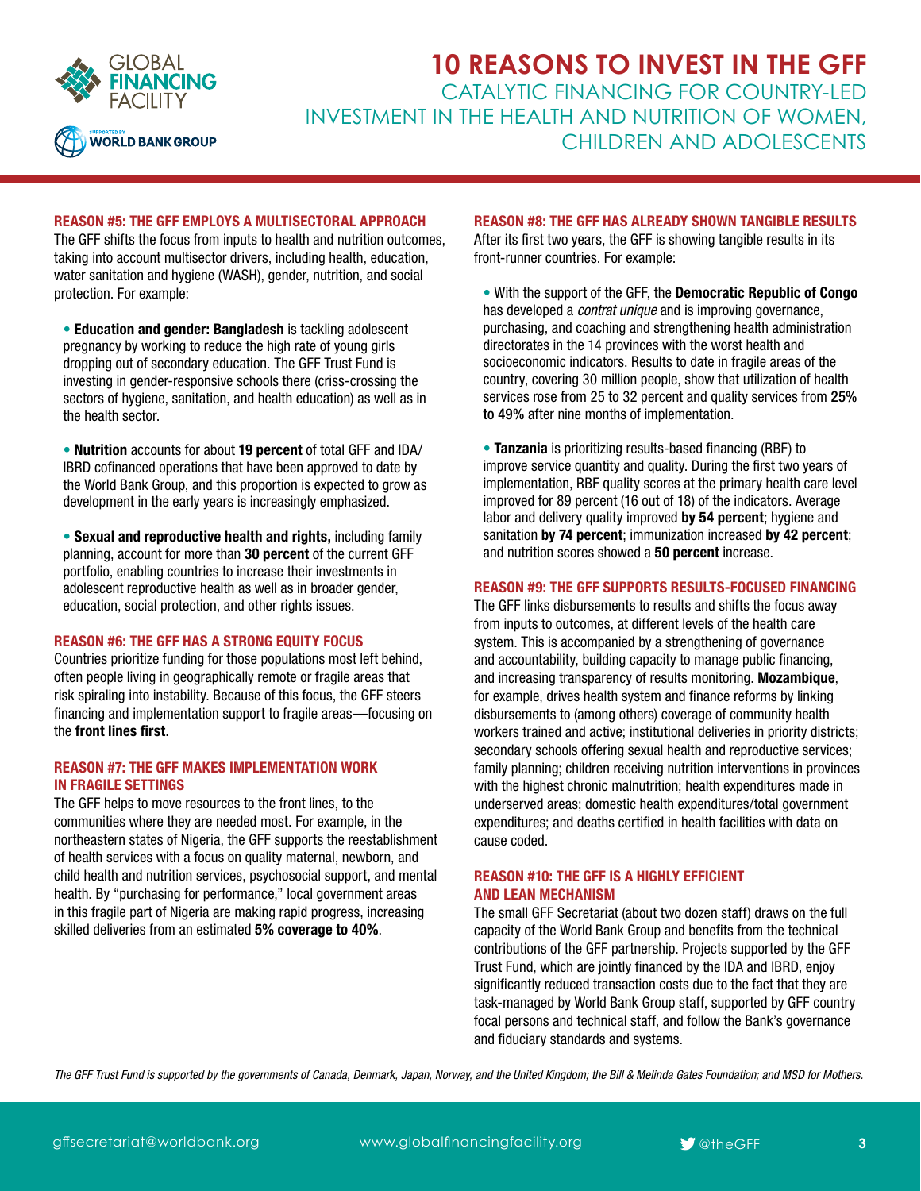# 10 REASONS TO INVEST IN THE GFF

## CATALYTIC FINANCING FOR COUNTRY-LED INVESTMENT IN THE HEALTH AND NUTRITION OF WOMEN, CHILDREN AND ADOLESCENTS

### REASON #5: THE GFF EMPLOYS A MULTISECTORAL APPROACH

The GFF shifts the focus from inputs to health and nutrition outcomes, taking into account multisector drivers, including health, education, water sanitation and hygiene (WASH), gender, nutrition, and social protection. For example:

- **Education and gender: Bangladesh** is tackling adolescent pregnancy by working to reduce the high rate of young girls dropping out of secondary education. The GFF Trust Fund is investing in gender-responsive schools there (criss-crossing the sectors of hygiene, sanitation, and health education) as well as in the health sector.

- **Nutrition** accounts for about **19 percent** of total GFF and IDA/IBRD cofinanced operations that have been approved to date by the World Bank Group, and this proportion is expected to grow as development in the early years is increasingly emphasized.

- **Sexual and reproductive health and rights,** including family planning, account for more than **30 percent** of the current GFF portfolio, enabling countries to increase their investments in adolescent reproductive health as well as in broader gender, education, social protection, and other rights issues.

### REASON #6: THE GFF HAS A STRONG EQUITY FOCUS

Countries prioritize funding for those populations most left behind, often people living in geographically remote or fragile areas that risk spiraling into instability. Because of this focus, the GFF steers financing and implementation support to fragile areas—focusing on the **front lines first**.

### REASON #7: THE GFF MAKES IMPLEMENTATION WORK IN FRAGILE SETTINGS

The GFF helps to move resources to the front lines, to the communities where they are needed most. For example, in the northeastern states of Nigeria, the GFF supports the reestablishment of health services with a focus on quality maternal, newborn, and child health and nutrition services, psychosocial support, and mental health. By "purchasing for performance," local government areas in this fragile part of Nigeria are making rapid progress, increasing skilled deliveries from an estimated **5% coverage to 40%**.

### REASON #8: THE GFF HAS ALREADY SHOWN TANGIBLE RESULTS

After its first two years, the GFF is showing tangible results in its front-runner countries. For example:

- With the support of the GFF, the **Democratic Republic of Congo** has developed a *contrat unique* and is improving governance, purchasing, and coaching and strengthening health administration directorates in the 14 provinces with the worst health and socioeconomic indicators. Results to date in fragile areas of the country, covering 30 million people, show that utilization of health services rose from 25 to 32 percent and quality services from **25% to 49%** after nine months of implementation.

- **Tanzania** is prioritizing results-based financing (RBF) to improve service quantity and quality. During the first two years of implementation, RBF quality scores at the primary health care level improved for 89 percent (16 out of 18) of the indicators. Average labor and delivery quality improved **by 54 percent**; hygiene and sanitation **by 74 percent**; immunization increased **by 42 percent**; and nutrition scores showed a **50 percent** increase.

### REASON #9: THE GFF SUPPORTS RESULTS-FOCUSED FINANCING

The GFF links disbursements to results and shifts the focus away from inputs to outcomes, at different levels of the health care system. This is accompanied by a strengthening of governance and accountability, building capacity to manage public financing, and increasing transparency of results monitoring. **Mozambique**, for example, drives health system and finance reforms by linking disbursements to (among others) coverage of community health workers trained and active; institutional deliveries in priority districts; secondary schools offering sexual health and reproductive services; family planning; children receiving nutrition interventions in provinces with the highest chronic malnutrition; health expenditures made in underserved areas; domestic health expenditures/total government expenditures; and deaths certified in health facilities with data on cause coded.

### REASON #10: THE GFF IS A HIGHLY EFFICIENT AND LEAN MECHANISM

The small GFF Secretariat (about two dozen staff) draws on the full capacity of the World Bank Group and benefits from the technical contributions of the GFF partnership. Projects supported by the GFF Trust Fund, which are jointly financed by the IDA and IBRD, enjoy significantly reduced transaction costs due to the fact that they are task-managed by World Bank Group staff, supported by GFF country focal persons and technical staff, and follow the Bank's governance and fiduciary standards and systems.

*The GFF Trust Fund is supported by the governments of Canada, Denmark, Japan, Norway, and the United Kingdom; the Bill & Melinda Gates Foundation; and MSD for Mothers.*

gffsecretariat@worldbank.org www.globalfinancingfacility.org @theGFF